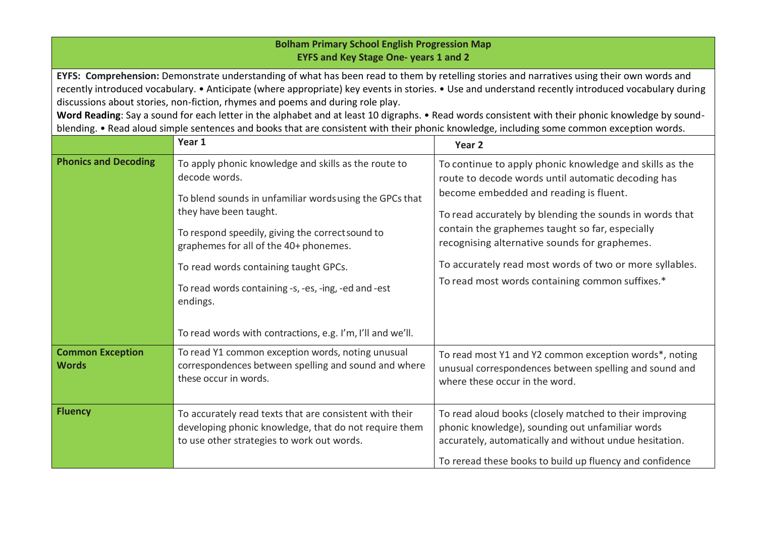# Bolham Primary School English Progression Map
## EYFS and Key Stage One- years 1 and 2

**EYFS: Comprehension:** Demonstrate understanding of what has been read to them by retelling stories and narratives using their own words and recently introduced vocabulary. • Anticipate (where appropriate) key events in stories. • Use and understand recently introduced vocabulary during discussions about stories, non-fiction, rhymes and poems and during role play.

**Word Reading**: Say a sound for each letter in the alphabet and at least 10 digraphs. • Read words consistent with their phonic knowledge by sound-blending. • Read aloud simple sentences and books that are consistent with their phonic knowledge, including some common exception words.

| | **Year 1** | **Year 2** |
|---|---|---|
| **Phonics and Decoding** | To apply phonic knowledge and skills as the route to decode words.<br><br>To blend sounds in unfamiliar words using the GPCs that they have been taught.<br><br>To respond speedily, giving the correct sound to graphemes for all of the 40+ phonemes.<br><br>To read words containing taught GPCs.<br><br>To read words containing -s, -es, -ing, -ed and -est endings.<br><br>To read words with contractions, e.g. I'm, I'll and we'll. | To continue to apply phonic knowledge and skills as the route to decode words until automatic decoding has become embedded and reading is fluent.<br><br>To read accurately by blending the sounds in words that contain the graphemes taught so far, especially recognising alternative sounds for graphemes.<br><br>To accurately read most words of two or more syllables.<br><br>To read most words containing common suffixes.* |
| **Common Exception Words** | To read Y1 common exception words, noting unusual correspondences between spelling and sound and where these occur in words. | To read most Y1 and Y2 common exception words*, noting unusual correspondences between spelling and sound and where these occur in the word. |
| **Fluency** | To accurately read texts that are consistent with their developing phonic knowledge, that do not require them to use other strategies to work out words. | To read aloud books (closely matched to their improving phonic knowledge), sounding out unfamiliar words accurately, automatically and without undue hesitation.<br><br>To reread these books to build up fluency and confidence |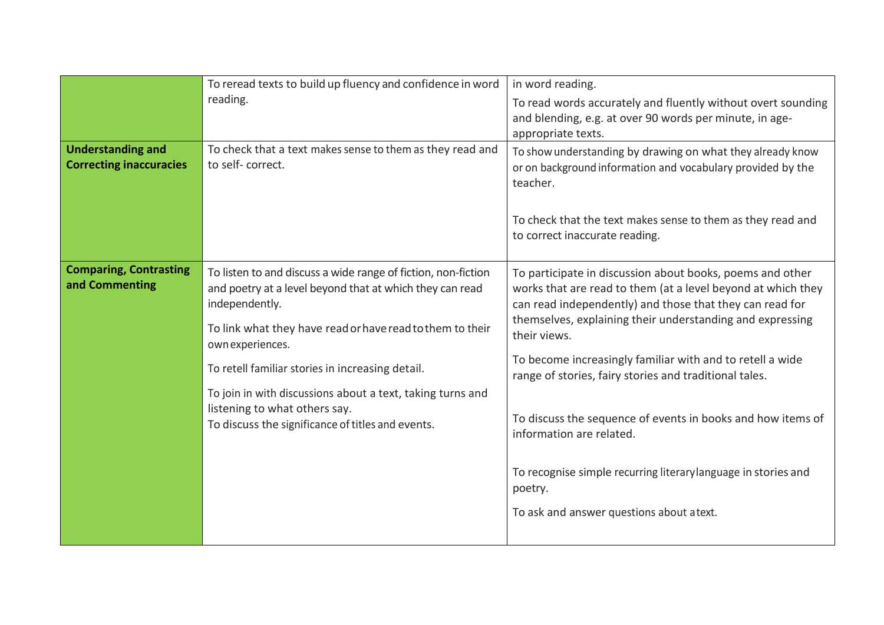| | | |
|---|---|---|
| | To reread texts to build up fluency and confidence in word reading. | in word reading.<br><br>To read words accurately and fluently without overt sounding and blending, e.g. at over 90 words per minute, in age-appropriate texts. |
| **Understanding and Correcting inaccuracies** | To check that a text makes sense to them as they read and to self- correct. | To show understanding by drawing on what they already know or on background information and vocabulary provided by the teacher.<br><br>To check that the text makes sense to them as they read and to correct inaccurate reading. |
| **Comparing, Contrasting and Commenting** | To listen to and discuss a wide range of fiction, non-fiction and poetry at a level beyond that at which they can read independently.<br><br>To link what they have read or have read to them to their own experiences.<br><br>To retell familiar stories in increasing detail.<br><br>To join in with discussions about a text, taking turns and listening to what others say.<br>To discuss the significance of titles and events. | To participate in discussion about books, poems and other works that are read to them (at a level beyond at which they can read independently) and those that they can read for themselves, explaining their understanding and expressing their views.<br><br>To become increasingly familiar with and to retell a wide range of stories, fairy stories and traditional tales.<br><br>To discuss the sequence of events in books and how items of information are related.<br><br>To recognise simple recurring literary language in stories and poetry.<br><br>To ask and answer questions about a text. |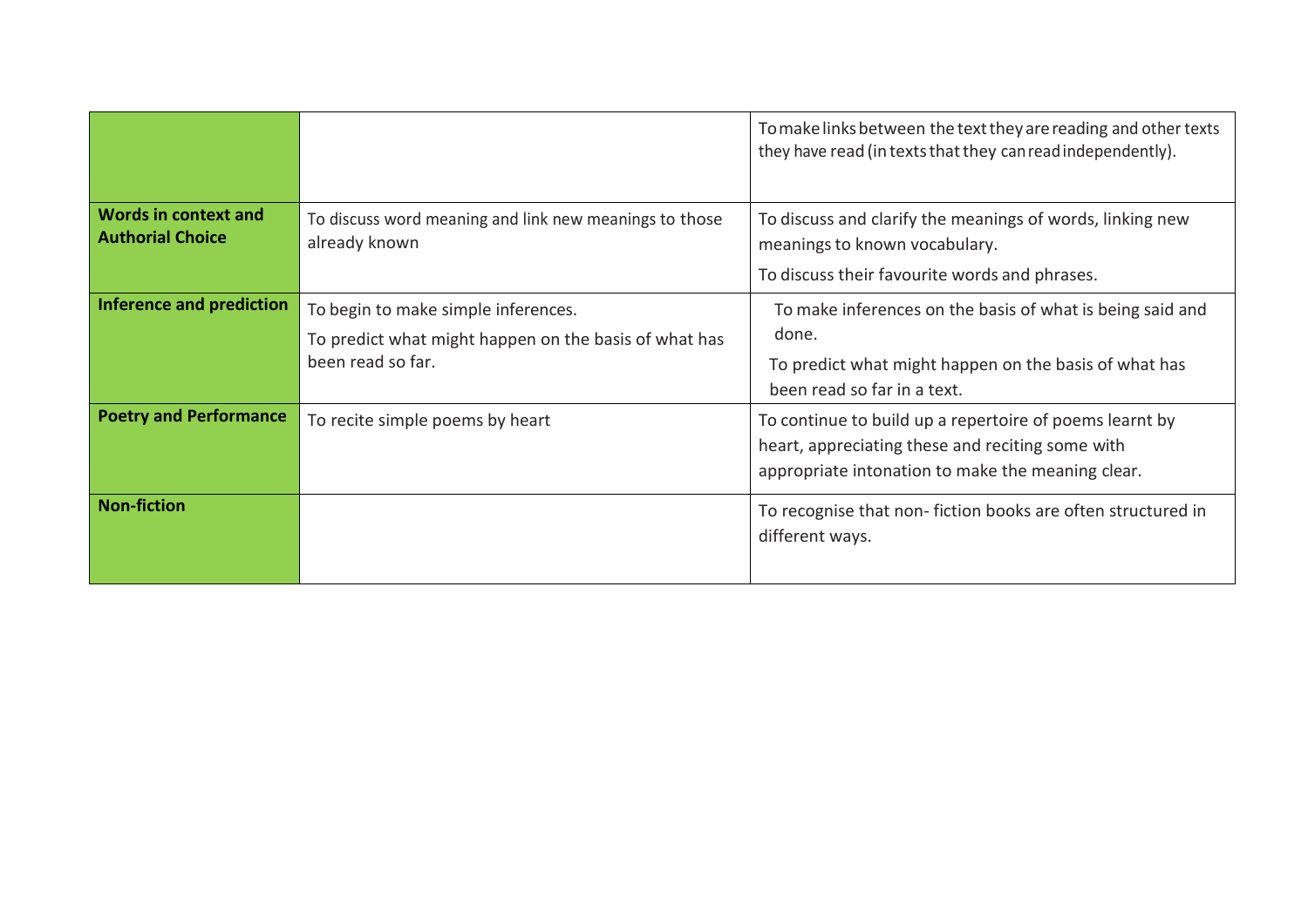| | | |
|---|---|---|
| | | To make links between the text they are reading and other texts they have read (in texts that they can read independently). |
| **Words in context and Authorial Choice** | To discuss word meaning and link new meanings to those already known | To discuss and clarify the meanings of words, linking new meanings to known vocabulary.<br>To discuss their favourite words and phrases. |
| **Inference and prediction** | To begin to make simple inferences.<br>To predict what might happen on the basis of what has been read so far. | To make inferences on the basis of what is being said and done.<br>To predict what might happen on the basis of what has been read so far in a text. |
| **Poetry and Performance** | To recite simple poems by heart | To continue to build up a repertoire of poems learnt by heart, appreciating these and reciting some with appropriate intonation to make the meaning clear. |
| **Non-fiction** | | To recognise that non- fiction books are often structured in different ways. |